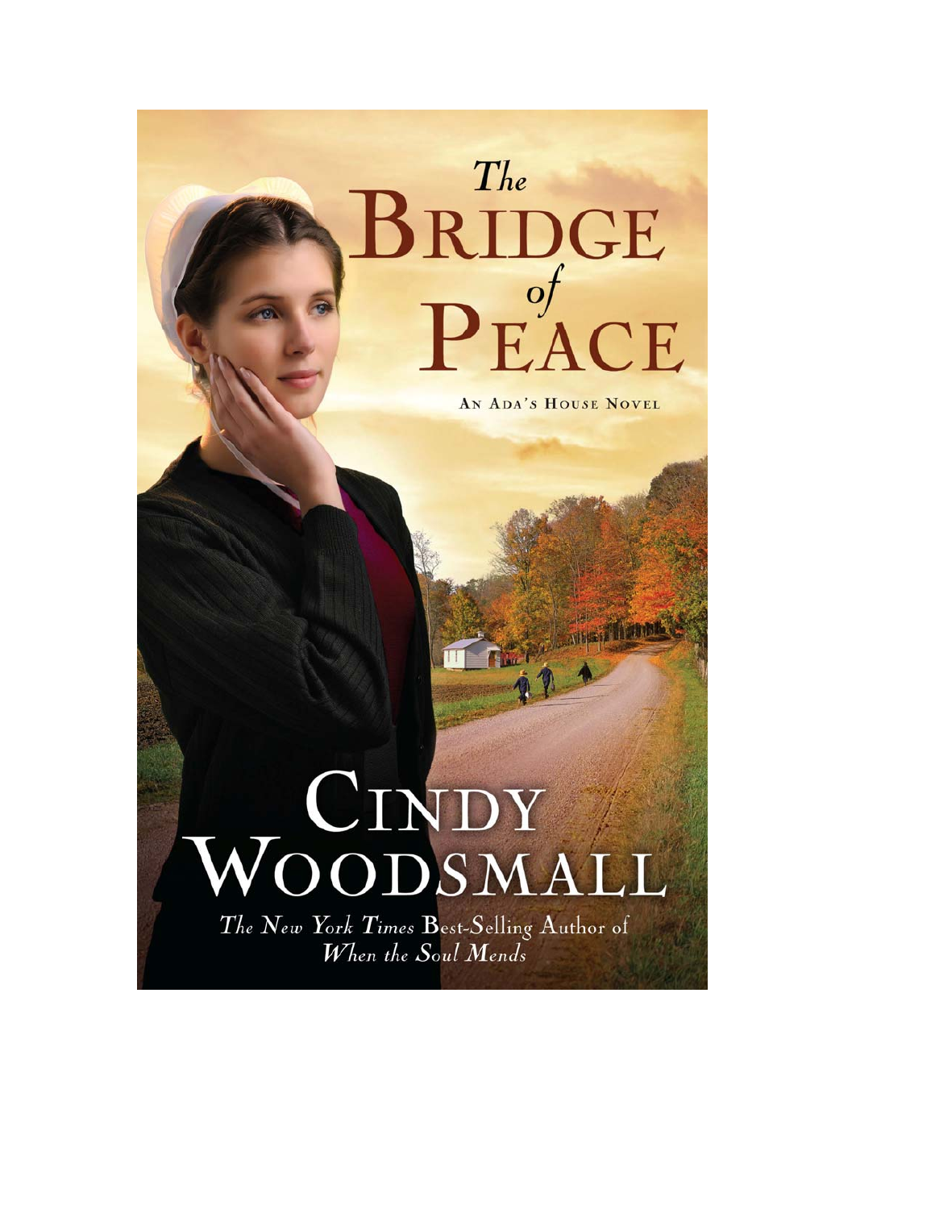# The Bridge of Peace

AN ADA'S HOUSE NOVEL

## CINDY WOODSMALL

*The New York Times Best-Selling Author of When the Soul Mends*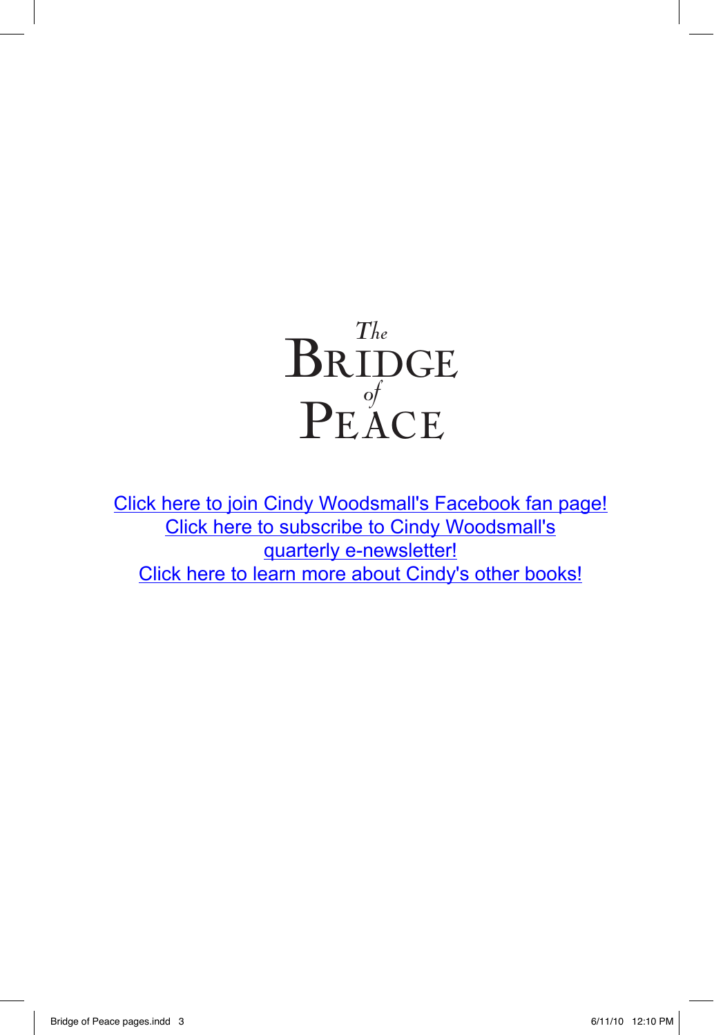# *The* Bridge *of* Peace

Click here to join Cindy Woodsmall's Facebook fan page!
Click here to subscribe to Cindy Woodsmall's quarterly e-newsletter!
Click here to learn more about Cindy's other books!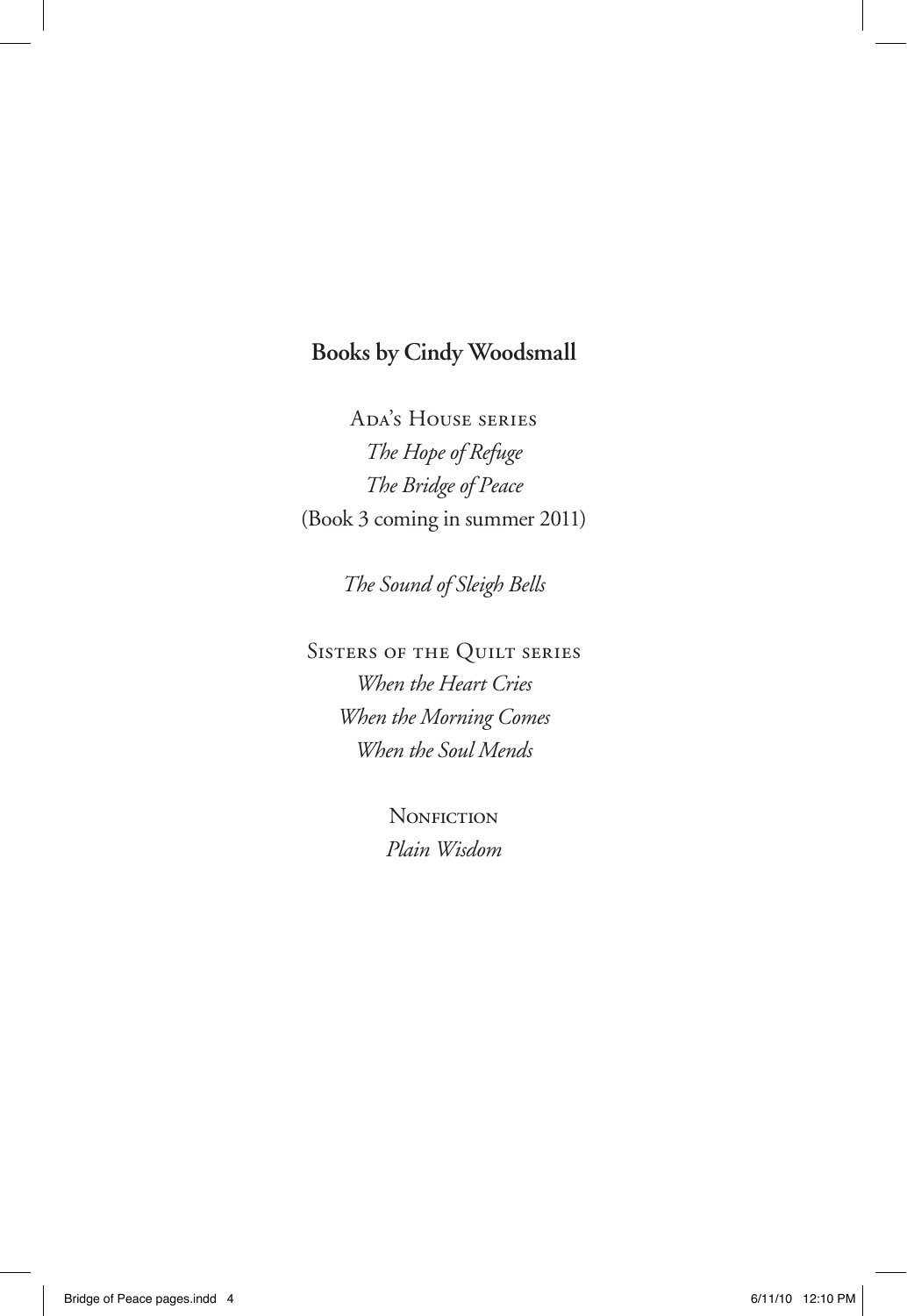## Books by Cindy Woodsmall

Ada's House series

*The Hope of Refuge*

*The Bridge of Peace*

(Book 3 coming in summer 2011)

*The Sound of Sleigh Bells*

Sisters of the Quilt series

*When the Heart Cries*

*When the Morning Comes*

*When the Soul Mends*

Nonfiction

*Plain Wisdom*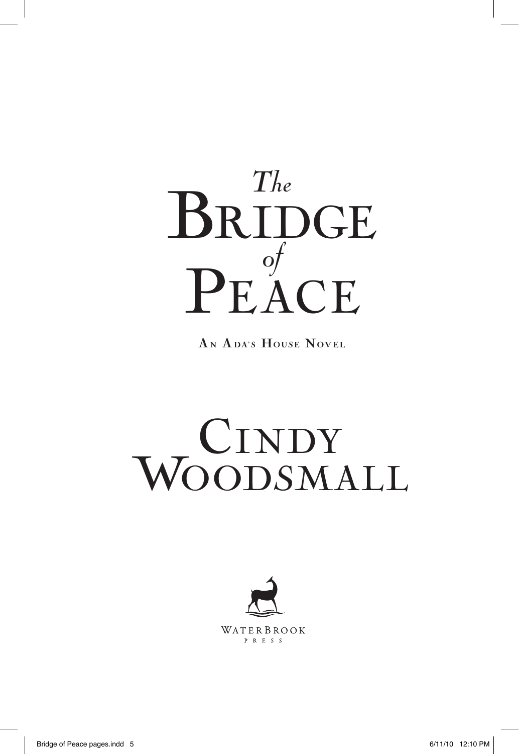# *The* Bridge *of* Peace

**An Ada's House Novel**

## Cindy Woodsmall

WaterBrook Press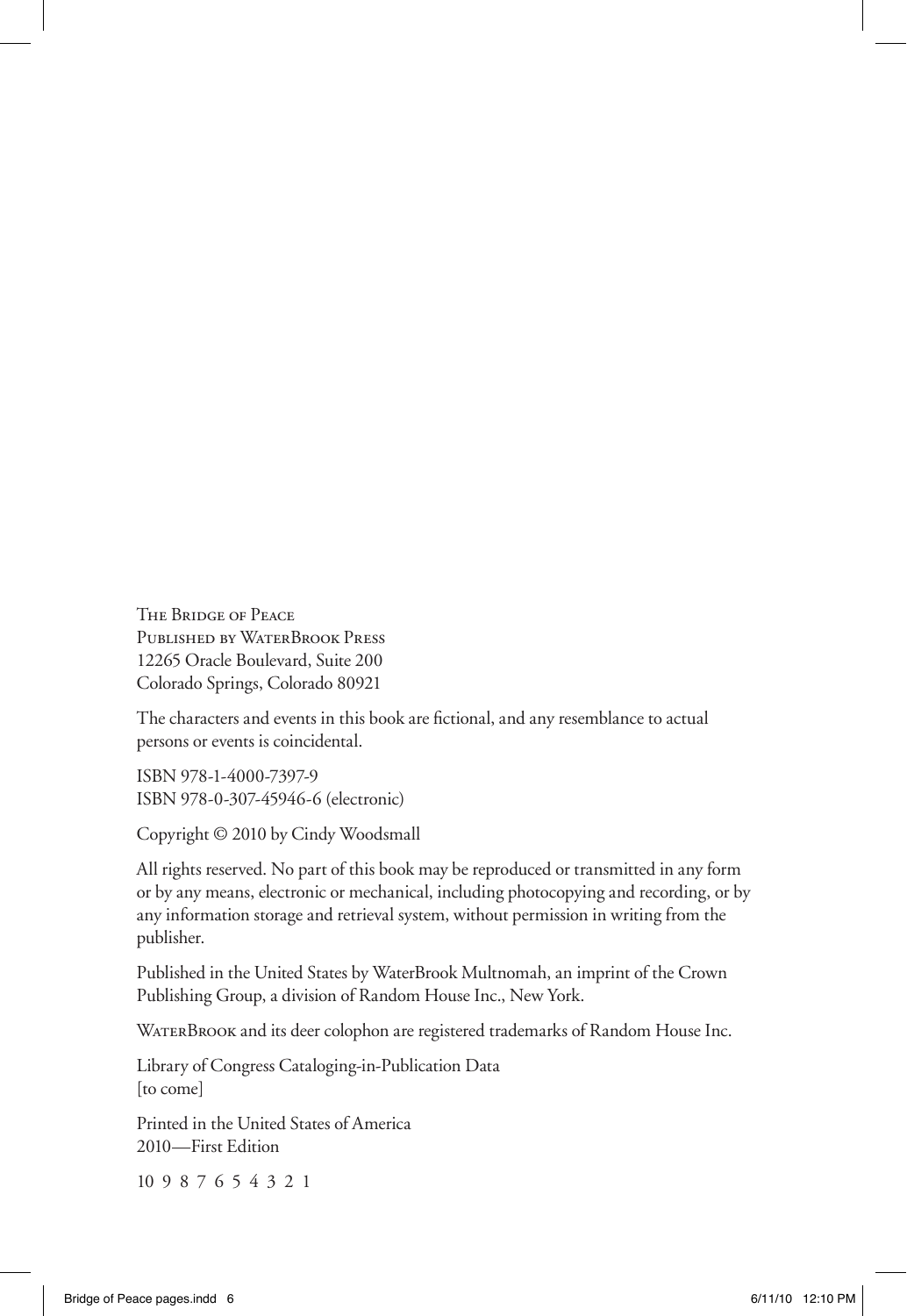The Bridge of Peace
Published by WaterBrook Press
12265 Oracle Boulevard, Suite 200
Colorado Springs, Colorado 80921

The characters and events in this book are fictional, and any resemblance to actual persons or events is coincidental.

ISBN 978-1-4000-7397-9
ISBN 978-0-307-45946-6 (electronic)

Copyright © 2010 by Cindy Woodsmall

All rights reserved. No part of this book may be reproduced or transmitted in any form or by any means, electronic or mechanical, including photocopying and recording, or by any information storage and retrieval system, without permission in writing from the publisher.

Published in the United States by WaterBrook Multnomah, an imprint of the Crown Publishing Group, a division of Random House Inc., New York.

WaterBrook and its deer colophon are registered trademarks of Random House Inc.

Library of Congress Cataloging-in-Publication Data
[to come]

Printed in the United States of America
2010—First Edition

10 9 8 7 6 5 4 3 2 1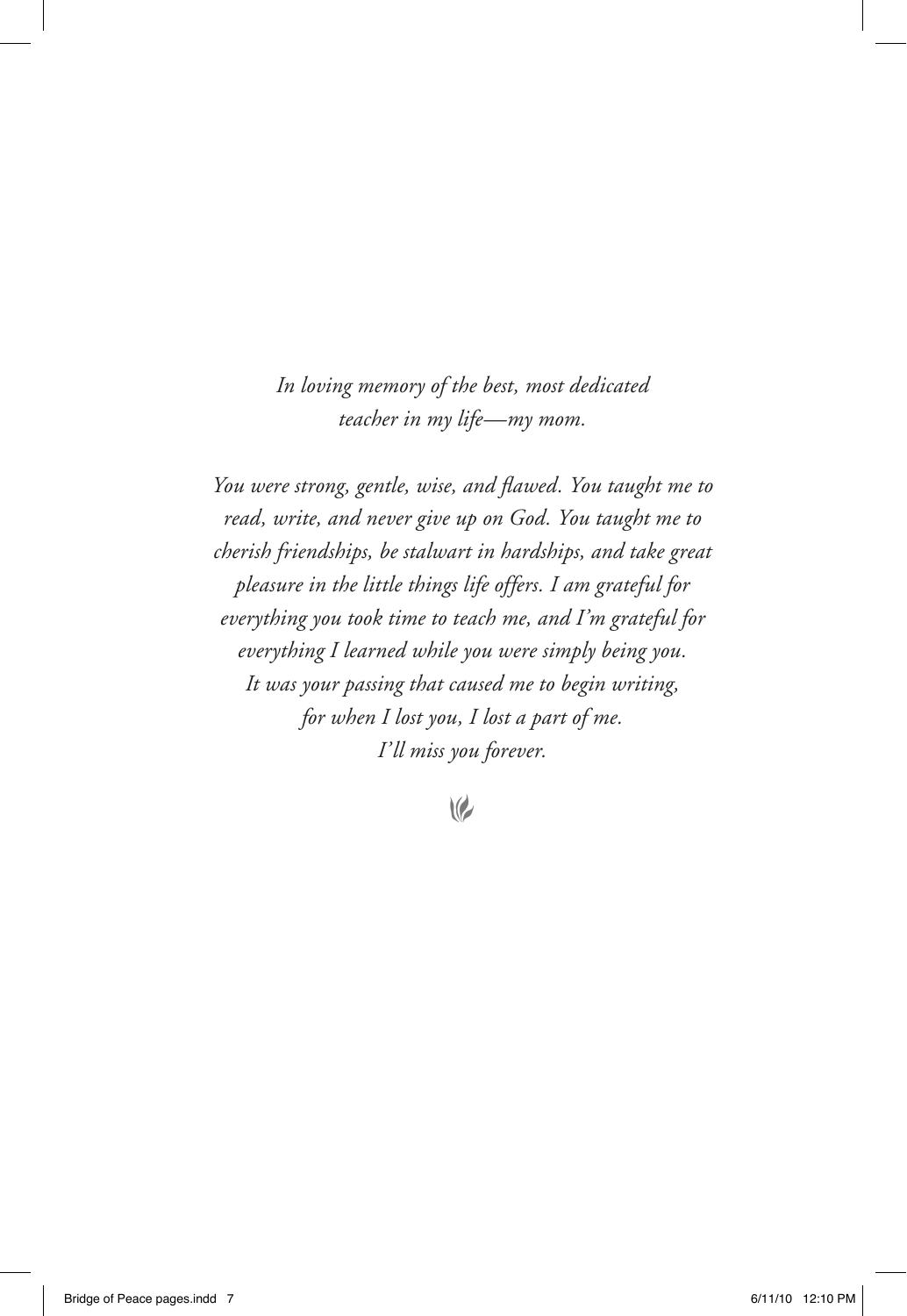*In loving memory of the best, most dedicated teacher in my life—my mom.*

*You were strong, gentle, wise, and flawed. You taught me to read, write, and never give up on God. You taught me to cherish friendships, be stalwart in hardships, and take great pleasure in the little things life offers. I am grateful for everything you took time to teach me, and I'm grateful for everything I learned while you were simply being you. It was your passing that caused me to begin writing, for when I lost you, I lost a part of me. I'll miss you forever.*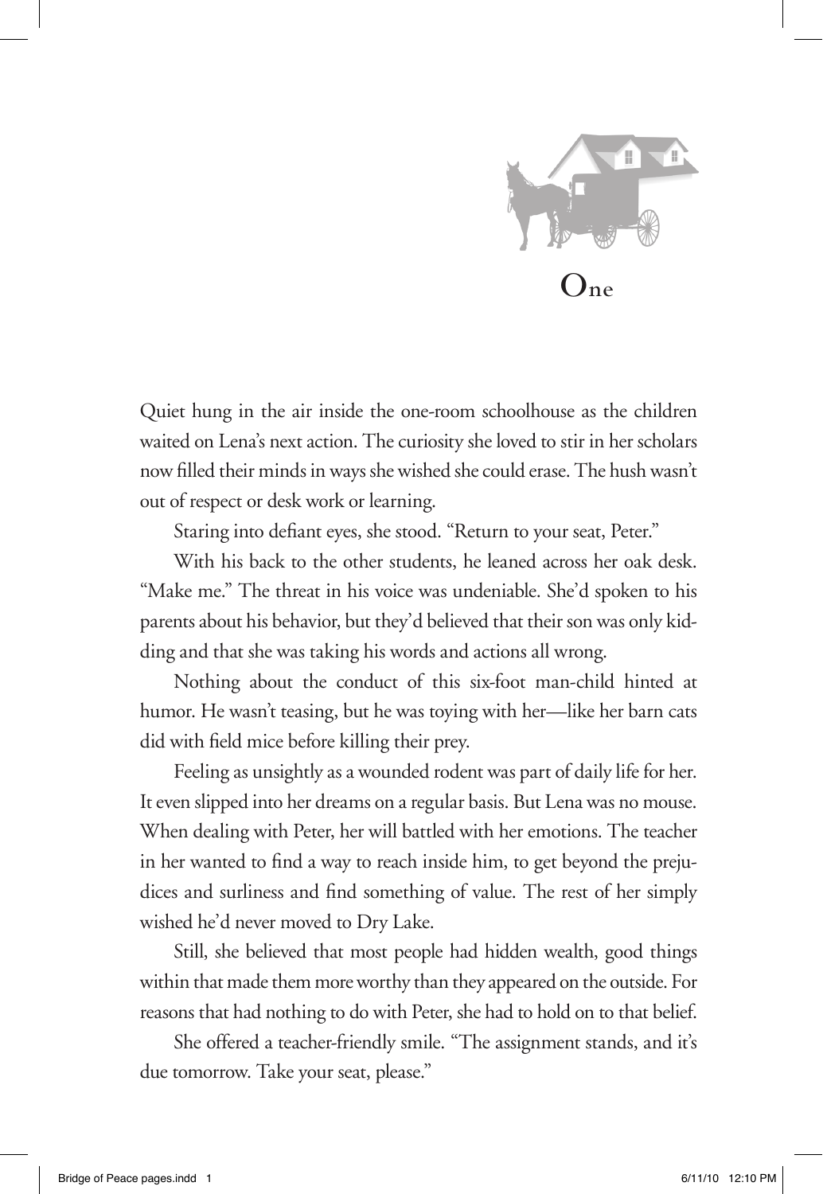# One

Quiet hung in the air inside the one-room schoolhouse as the children waited on Lena's next action. The curiosity she loved to stir in her scholars now filled their minds in ways she wished she could erase. The hush wasn't out of respect or desk work or learning.

Staring into defiant eyes, she stood. "Return to your seat, Peter."

With his back to the other students, he leaned across her oak desk. "Make me." The threat in his voice was undeniable. She'd spoken to his parents about his behavior, but they'd believed that their son was only kidding and that she was taking his words and actions all wrong.

Nothing about the conduct of this six-foot man-child hinted at humor. He wasn't teasing, but he was toying with her—like her barn cats did with field mice before killing their prey.

Feeling as unsightly as a wounded rodent was part of daily life for her. It even slipped into her dreams on a regular basis. But Lena was no mouse. When dealing with Peter, her will battled with her emotions. The teacher in her wanted to find a way to reach inside him, to get beyond the prejudices and surliness and find something of value. The rest of her simply wished he'd never moved to Dry Lake.

Still, she believed that most people had hidden wealth, good things within that made them more worthy than they appeared on the outside. For reasons that had nothing to do with Peter, she had to hold on to that belief.

She offered a teacher-friendly smile. "The assignment stands, and it's due tomorrow. Take your seat, please."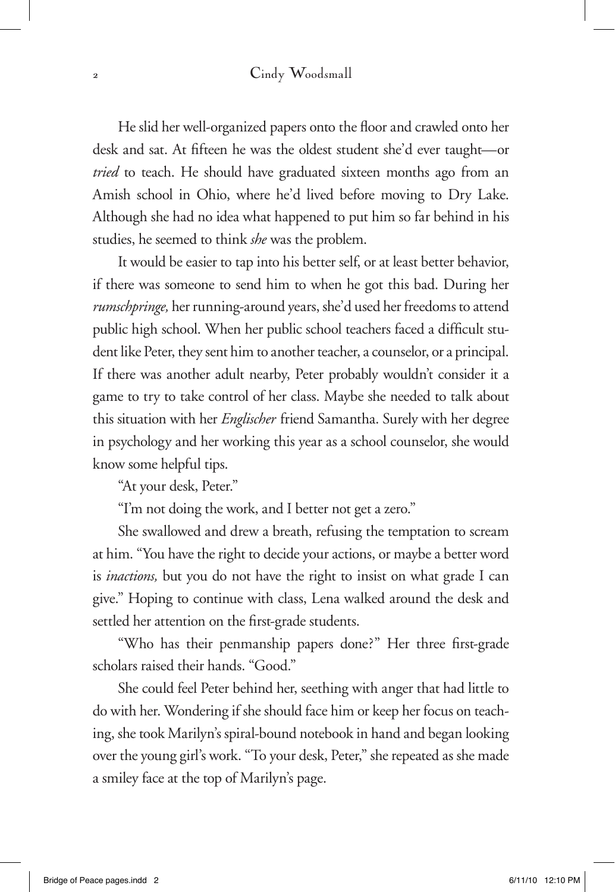He slid her well-organized papers onto the floor and crawled onto her desk and sat. At fifteen he was the oldest student she'd ever taught—or *tried* to teach. He should have graduated sixteen months ago from an Amish school in Ohio, where he'd lived before moving to Dry Lake. Although she had no idea what happened to put him so far behind in his studies, he seemed to think *she* was the problem.

It would be easier to tap into his better self, or at least better behavior, if there was someone to send him to when he got this bad. During her *rumschpringe,* her running-around years, she'd used her freedoms to attend public high school. When her public school teachers faced a difficult student like Peter, they sent him to another teacher, a counselor, or a principal. If there was another adult nearby, Peter probably wouldn't consider it a game to try to take control of her class. Maybe she needed to talk about this situation with her *Englischer* friend Samantha. Surely with her degree in psychology and her working this year as a school counselor, she would know some helpful tips.

"At your desk, Peter."

"I'm not doing the work, and I better not get a zero."

She swallowed and drew a breath, refusing the temptation to scream at him. "You have the right to decide your actions, or maybe a better word is *inactions,* but you do not have the right to insist on what grade I can give." Hoping to continue with class, Lena walked around the desk and settled her attention on the first-grade students.

"Who has their penmanship papers done?" Her three first-grade scholars raised their hands. "Good."

She could feel Peter behind her, seething with anger that had little to do with her. Wondering if she should face him or keep her focus on teaching, she took Marilyn's spiral-bound notebook in hand and began looking over the young girl's work. "To your desk, Peter," she repeated as she made a smiley face at the top of Marilyn's page.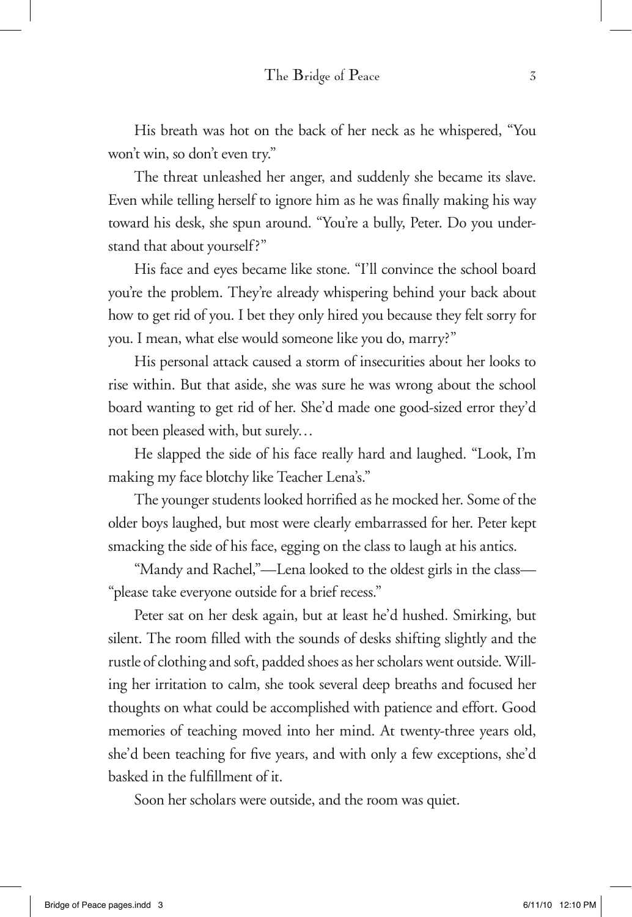His breath was hot on the back of her neck as he whispered, "You won't win, so don't even try."

The threat unleashed her anger, and suddenly she became its slave. Even while telling herself to ignore him as he was finally making his way toward his desk, she spun around. "You're a bully, Peter. Do you understand that about yourself?"

His face and eyes became like stone. "I'll convince the school board you're the problem. They're already whispering behind your back about how to get rid of you. I bet they only hired you because they felt sorry for you. I mean, what else would someone like you do, marry?"

His personal attack caused a storm of insecurities about her looks to rise within. But that aside, she was sure he was wrong about the school board wanting to get rid of her. She'd made one good-sized error they'd not been pleased with, but surely…

He slapped the side of his face really hard and laughed. "Look, I'm making my face blotchy like Teacher Lena's."

The younger students looked horrified as he mocked her. Some of the older boys laughed, but most were clearly embarrassed for her. Peter kept smacking the side of his face, egging on the class to laugh at his antics.

"Mandy and Rachel,"—Lena looked to the oldest girls in the class—"please take everyone outside for a brief recess."

Peter sat on her desk again, but at least he'd hushed. Smirking, but silent. The room filled with the sounds of desks shifting slightly and the rustle of clothing and soft, padded shoes as her scholars went outside. Willing her irritation to calm, she took several deep breaths and focused her thoughts on what could be accomplished with patience and effort. Good memories of teaching moved into her mind. At twenty-three years old, she'd been teaching for five years, and with only a few exceptions, she'd basked in the fulfillment of it.

Soon her scholars were outside, and the room was quiet.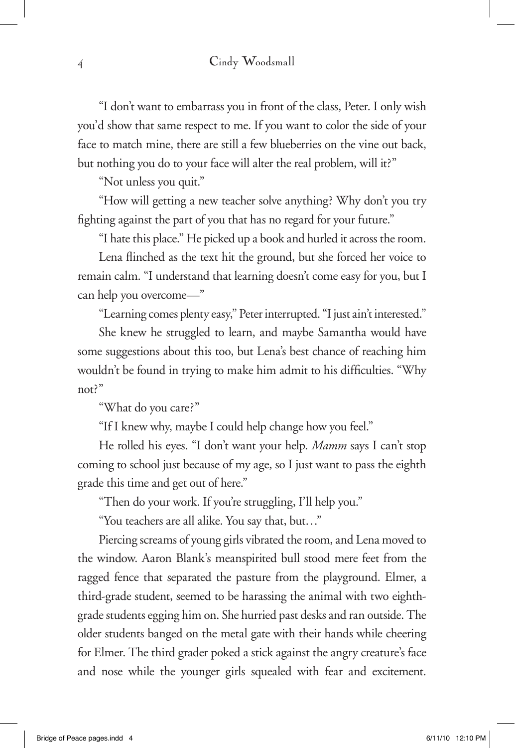"I don't want to embarrass you in front of the class, Peter. I only wish you'd show that same respect to me. If you want to color the side of your face to match mine, there are still a few blueberries on the vine out back, but nothing you do to your face will alter the real problem, will it?"

"Not unless you quit."

"How will getting a new teacher solve anything? Why don't you try fighting against the part of you that has no regard for your future."

"I hate this place." He picked up a book and hurled it across the room.

Lena flinched as the text hit the ground, but she forced her voice to remain calm. "I understand that learning doesn't come easy for you, but I can help you overcome—"

"Learning comes plenty easy," Peter interrupted. "I just ain't interested."

She knew he struggled to learn, and maybe Samantha would have some suggestions about this too, but Lena's best chance of reaching him wouldn't be found in trying to make him admit to his difficulties. "Why not?"

"What do you care?"

"If I knew why, maybe I could help change how you feel."

He rolled his eyes. "I don't want your help. *Mamm* says I can't stop coming to school just because of my age, so I just want to pass the eighth grade this time and get out of here."

"Then do your work. If you're struggling, I'll help you."

"You teachers are all alike. You say that, but…"

Piercing screams of young girls vibrated the room, and Lena moved to the window. Aaron Blank's meanspirited bull stood mere feet from the ragged fence that separated the pasture from the playground. Elmer, a third-grade student, seemed to be harassing the animal with two eighth-grade students egging him on. She hurried past desks and ran outside. The older students banged on the metal gate with their hands while cheering for Elmer. The third grader poked a stick against the angry creature's face and nose while the younger girls squealed with fear and excitement.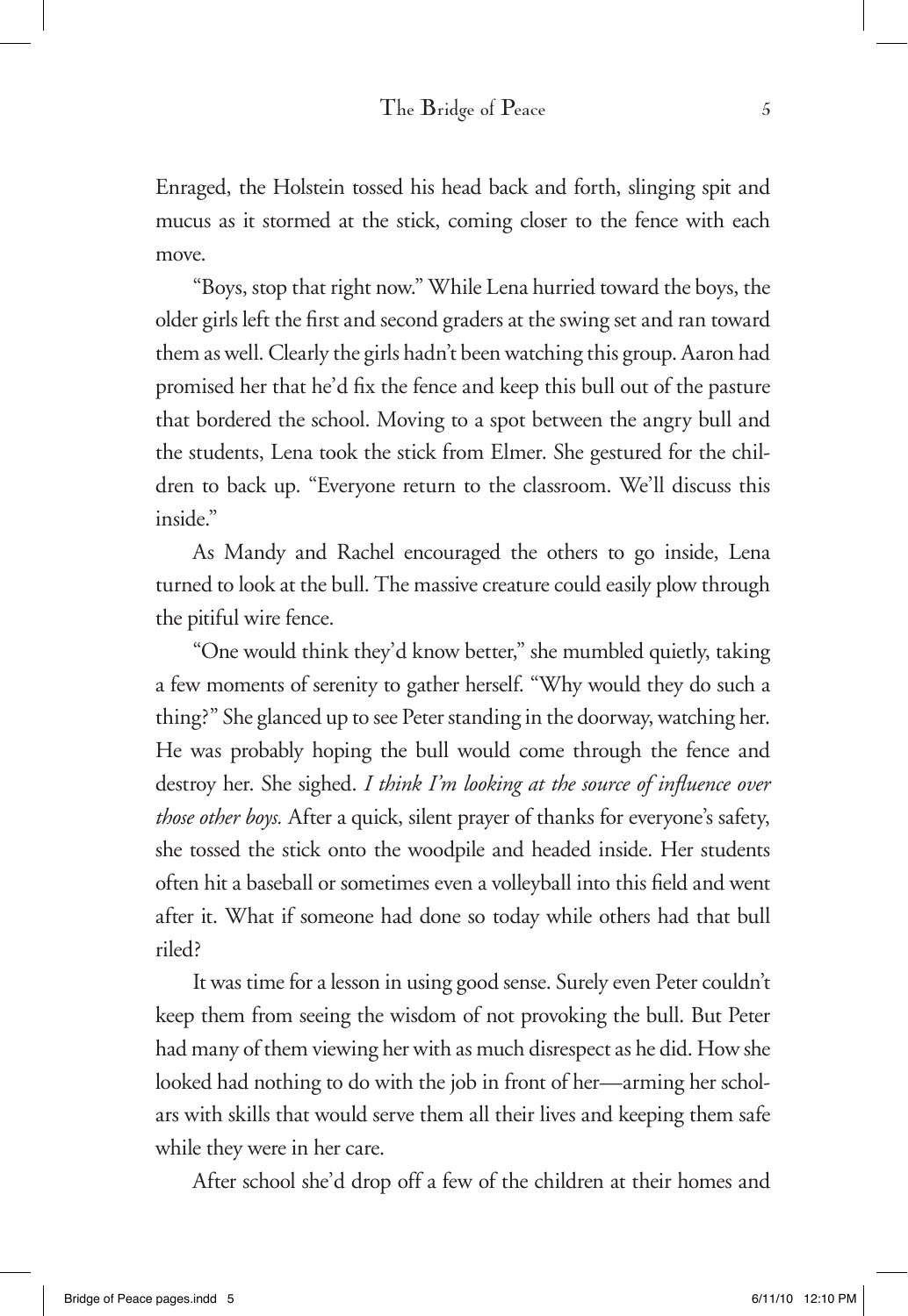Enraged, the Holstein tossed his head back and forth, slinging spit and mucus as it stormed at the stick, coming closer to the fence with each move.

"Boys, stop that right now." While Lena hurried toward the boys, the older girls left the first and second graders at the swing set and ran toward them as well. Clearly the girls hadn't been watching this group. Aaron had promised her that he'd fix the fence and keep this bull out of the pasture that bordered the school. Moving to a spot between the angry bull and the students, Lena took the stick from Elmer. She gestured for the children to back up. "Everyone return to the classroom. We'll discuss this inside."

As Mandy and Rachel encouraged the others to go inside, Lena turned to look at the bull. The massive creature could easily plow through the pitiful wire fence.

"One would think they'd know better," she mumbled quietly, taking a few moments of serenity to gather herself. "Why would they do such a thing?" She glanced up to see Peter standing in the doorway, watching her. He was probably hoping the bull would come through the fence and destroy her. She sighed. *I think I'm looking at the source of influence over those other boys.* After a quick, silent prayer of thanks for everyone's safety, she tossed the stick onto the woodpile and headed inside. Her students often hit a baseball or sometimes even a volleyball into this field and went after it. What if someone had done so today while others had that bull riled?

It was time for a lesson in using good sense. Surely even Peter couldn't keep them from seeing the wisdom of not provoking the bull. But Peter had many of them viewing her with as much disrespect as he did. How she looked had nothing to do with the job in front of her—arming her scholars with skills that would serve them all their lives and keeping them safe while they were in her care.

After school she'd drop off a few of the children at their homes and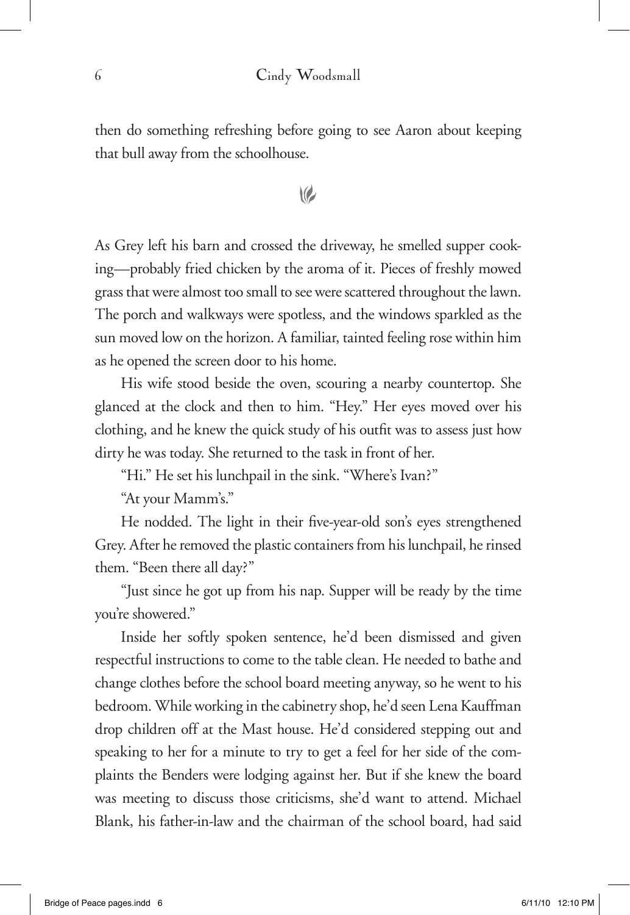then do something refreshing before going to see Aaron about keeping that bull away from the schoolhouse.

As Grey left his barn and crossed the driveway, he smelled supper cooking—probably fried chicken by the aroma of it. Pieces of freshly mowed grass that were almost too small to see were scattered throughout the lawn. The porch and walkways were spotless, and the windows sparkled as the sun moved low on the horizon. A familiar, tainted feeling rose within him as he opened the screen door to his home.

His wife stood beside the oven, scouring a nearby countertop. She glanced at the clock and then to him. "Hey." Her eyes moved over his clothing, and he knew the quick study of his outfit was to assess just how dirty he was today. She returned to the task in front of her.

"Hi." He set his lunchpail in the sink. "Where's Ivan?"

"At your Mamm's."

He nodded. The light in their five-year-old son's eyes strengthened Grey. After he removed the plastic containers from his lunchpail, he rinsed them. "Been there all day?"

"Just since he got up from his nap. Supper will be ready by the time you're showered."

Inside her softly spoken sentence, he'd been dismissed and given respectful instructions to come to the table clean. He needed to bathe and change clothes before the school board meeting anyway, so he went to his bedroom. While working in the cabinetry shop, he'd seen Lena Kauffman drop children off at the Mast house. He'd considered stepping out and speaking to her for a minute to try to get a feel for her side of the complaints the Benders were lodging against her. But if she knew the board was meeting to discuss those criticisms, she'd want to attend. Michael Blank, his father-in-law and the chairman of the school board, had said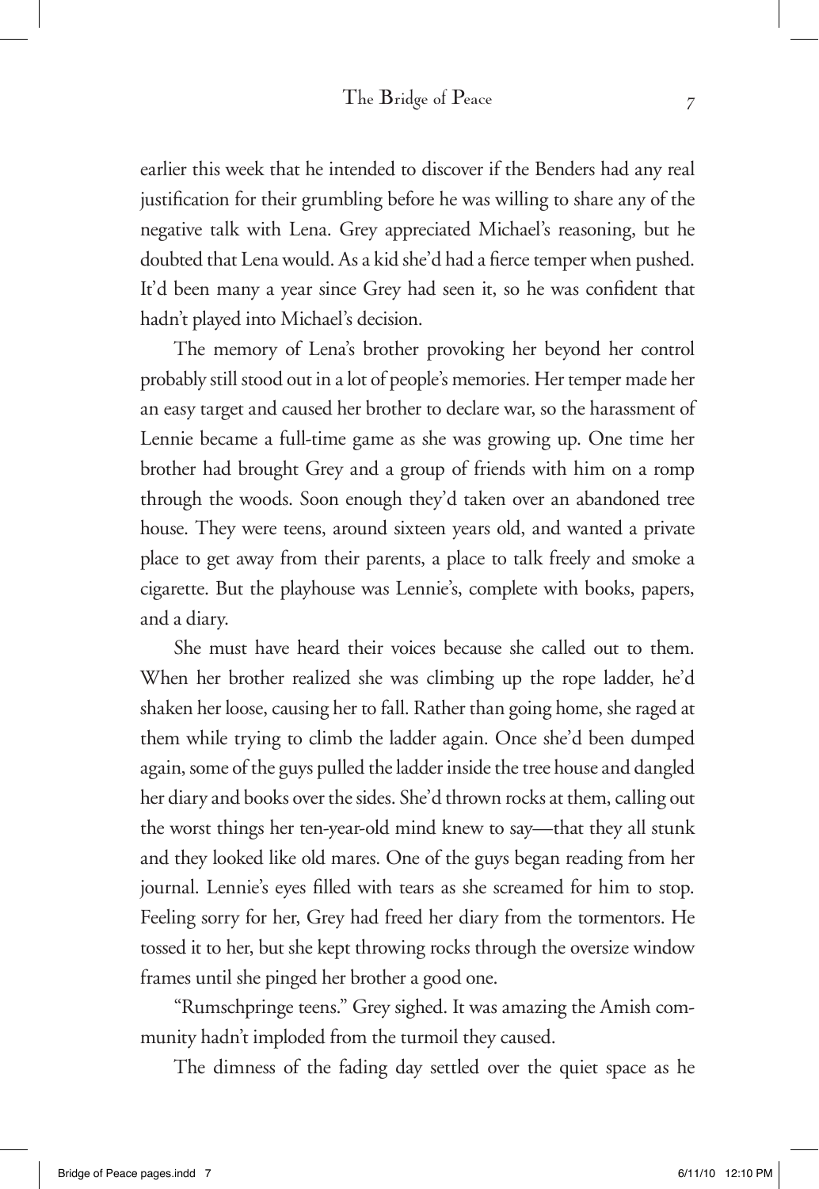earlier this week that he intended to discover if the Benders had any real justification for their grumbling before he was willing to share any of the negative talk with Lena. Grey appreciated Michael's reasoning, but he doubted that Lena would. As a kid she'd had a fierce temper when pushed. It'd been many a year since Grey had seen it, so he was confident that hadn't played into Michael's decision.

The memory of Lena's brother provoking her beyond her control probably still stood out in a lot of people's memories. Her temper made her an easy target and caused her brother to declare war, so the harassment of Lennie became a full-time game as she was growing up. One time her brother had brought Grey and a group of friends with him on a romp through the woods. Soon enough they'd taken over an abandoned tree house. They were teens, around sixteen years old, and wanted a private place to get away from their parents, a place to talk freely and smoke a cigarette. But the playhouse was Lennie's, complete with books, papers, and a diary.

She must have heard their voices because she called out to them. When her brother realized she was climbing up the rope ladder, he'd shaken her loose, causing her to fall. Rather than going home, she raged at them while trying to climb the ladder again. Once she'd been dumped again, some of the guys pulled the ladder inside the tree house and dangled her diary and books over the sides. She'd thrown rocks at them, calling out the worst things her ten-year-old mind knew to say—that they all stunk and they looked like old mares. One of the guys began reading from her journal. Lennie's eyes filled with tears as she screamed for him to stop. Feeling sorry for her, Grey had freed her diary from the tormentors. He tossed it to her, but she kept throwing rocks through the oversize window frames until she pinged her brother a good one.

"Rumschpringe teens." Grey sighed. It was amazing the Amish community hadn't imploded from the turmoil they caused.

The dimness of the fading day settled over the quiet space as he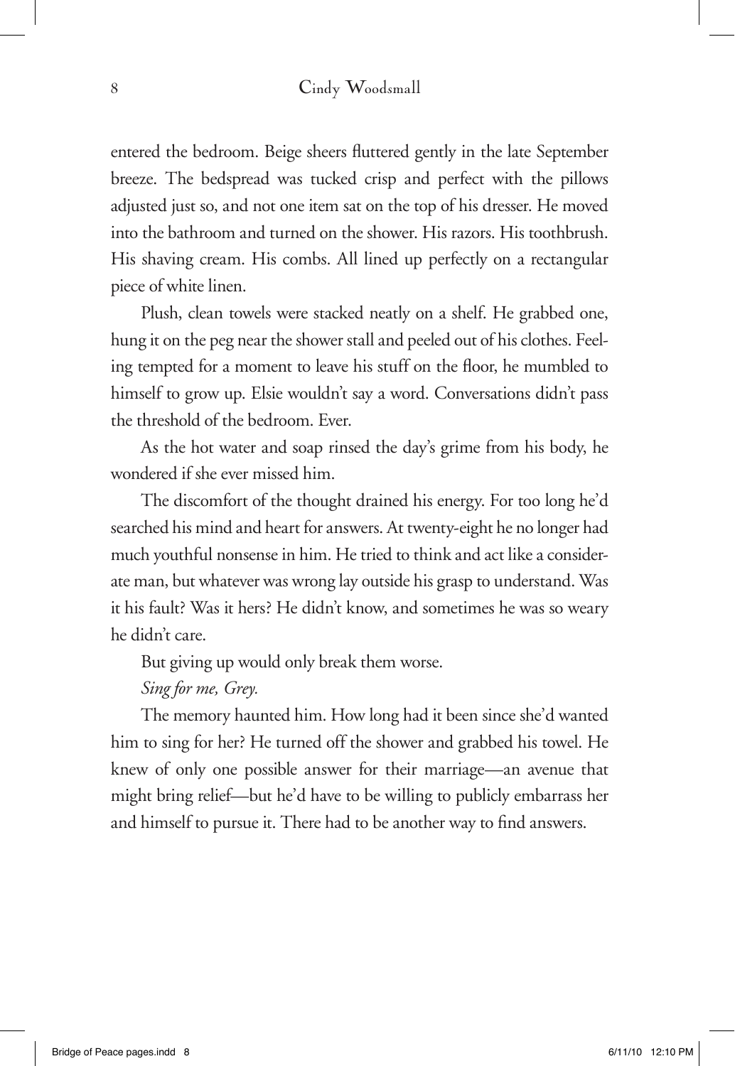entered the bedroom. Beige sheers fluttered gently in the late September breeze. The bedspread was tucked crisp and perfect with the pillows adjusted just so, and not one item sat on the top of his dresser. He moved into the bathroom and turned on the shower. His razors. His toothbrush. His shaving cream. His combs. All lined up perfectly on a rectangular piece of white linen.

Plush, clean towels were stacked neatly on a shelf. He grabbed one, hung it on the peg near the shower stall and peeled out of his clothes. Feeling tempted for a moment to leave his stuff on the floor, he mumbled to himself to grow up. Elsie wouldn't say a word. Conversations didn't pass the threshold of the bedroom. Ever.

As the hot water and soap rinsed the day's grime from his body, he wondered if she ever missed him.

The discomfort of the thought drained his energy. For too long he'd searched his mind and heart for answers. At twenty-eight he no longer had much youthful nonsense in him. He tried to think and act like a considerate man, but whatever was wrong lay outside his grasp to understand. Was it his fault? Was it hers? He didn't know, and sometimes he was so weary he didn't care.

But giving up would only break them worse.

*Sing for me, Grey.*

The memory haunted him. How long had it been since she'd wanted him to sing for her? He turned off the shower and grabbed his towel. He knew of only one possible answer for their marriage—an avenue that might bring relief—but he'd have to be willing to publicly embarrass her and himself to pursue it. There had to be another way to find answers.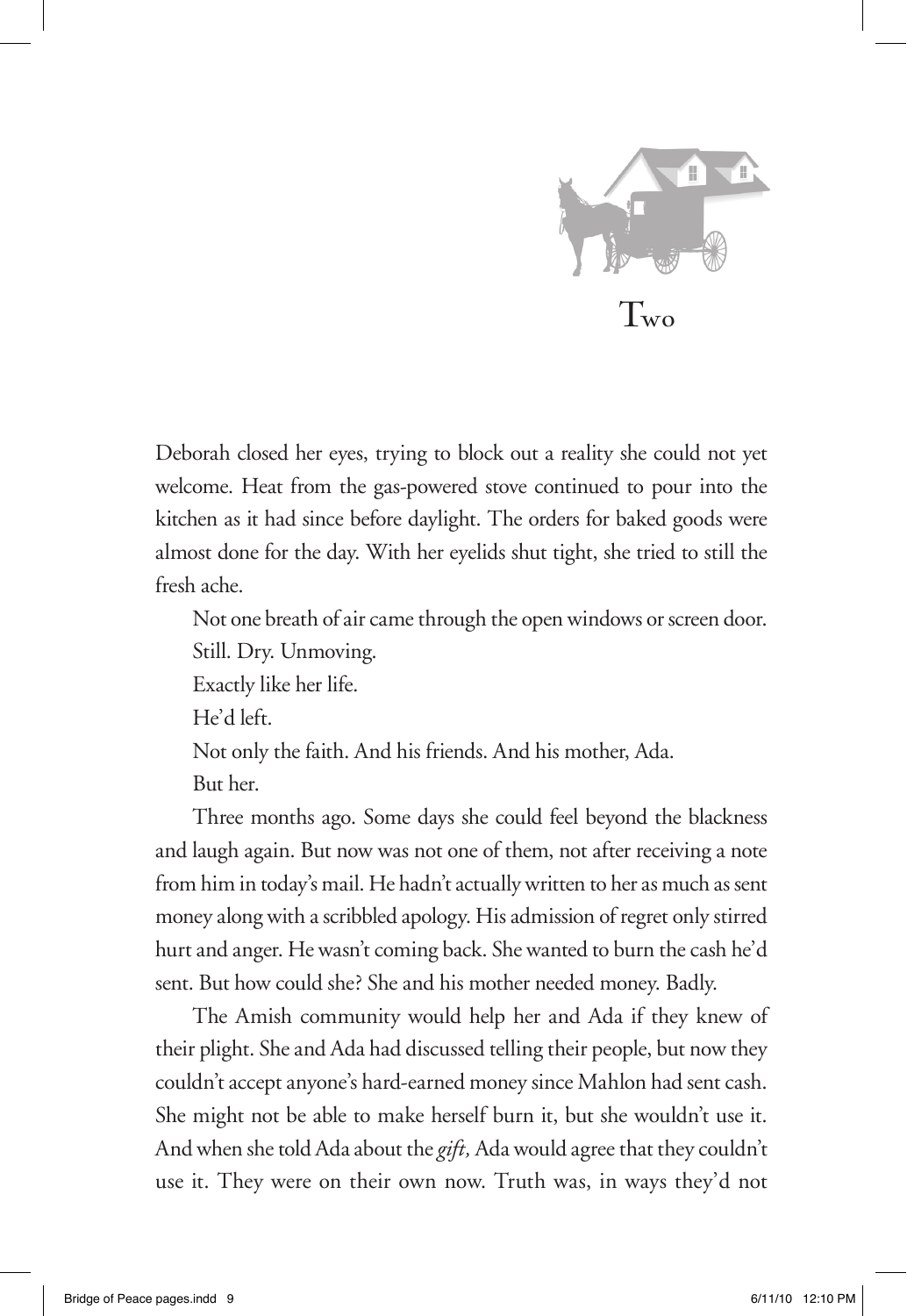# Two

Deborah closed her eyes, trying to block out a reality she could not yet welcome. Heat from the gas-powered stove continued to pour into the kitchen as it had since before daylight. The orders for baked goods were almost done for the day. With her eyelids shut tight, she tried to still the fresh ache.

Not one breath of air came through the open windows or screen door.

Still. Dry. Unmoving.

Exactly like her life.

He'd left.

Not only the faith. And his friends. And his mother, Ada.

But her.

Three months ago. Some days she could feel beyond the blackness and laugh again. But now was not one of them, not after receiving a note from him in today's mail. He hadn't actually written to her as much as sent money along with a scribbled apology. His admission of regret only stirred hurt and anger. He wasn't coming back. She wanted to burn the cash he'd sent. But how could she? She and his mother needed money. Badly.

The Amish community would help her and Ada if they knew of their plight. She and Ada had discussed telling their people, but now they couldn't accept anyone's hard-earned money since Mahlon had sent cash. She might not be able to make herself burn it, but she wouldn't use it. And when she told Ada about the *gift,* Ada would agree that they couldn't use it. They were on their own now. Truth was, in ways they'd not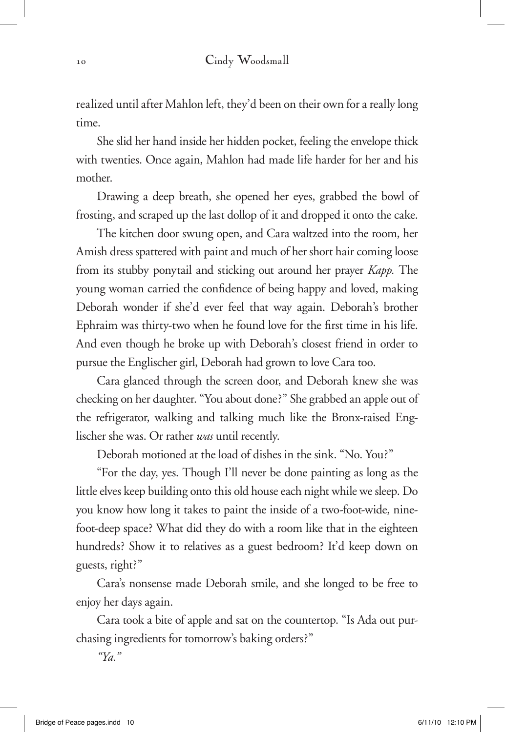realized until after Mahlon left, they'd been on their own for a really long time.

She slid her hand inside her hidden pocket, feeling the envelope thick with twenties. Once again, Mahlon had made life harder for her and his mother.

Drawing a deep breath, she opened her eyes, grabbed the bowl of frosting, and scraped up the last dollop of it and dropped it onto the cake.

The kitchen door swung open, and Cara waltzed into the room, her Amish dress spattered with paint and much of her short hair coming loose from its stubby ponytail and sticking out around her prayer *Kapp.* The young woman carried the confidence of being happy and loved, making Deborah wonder if she'd ever feel that way again. Deborah's brother Ephraim was thirty-two when he found love for the first time in his life. And even though he broke up with Deborah's closest friend in order to pursue the Englischer girl, Deborah had grown to love Cara too.

Cara glanced through the screen door, and Deborah knew she was checking on her daughter. "You about done?" She grabbed an apple out of the refrigerator, walking and talking much like the Bronx-raised Englischer she was. Or rather *was* until recently.

Deborah motioned at the load of dishes in the sink. "No. You?"

"For the day, yes. Though I'll never be done painting as long as the little elves keep building onto this old house each night while we sleep. Do you know how long it takes to paint the inside of a two-foot-wide, nine-foot-deep space? What did they do with a room like that in the eighteen hundreds? Show it to relatives as a guest bedroom? It'd keep down on guests, right?"

Cara's nonsense made Deborah smile, and she longed to be free to enjoy her days again.

Cara took a bite of apple and sat on the countertop. "Is Ada out purchasing ingredients for tomorrow's baking orders?"

*"Ya."*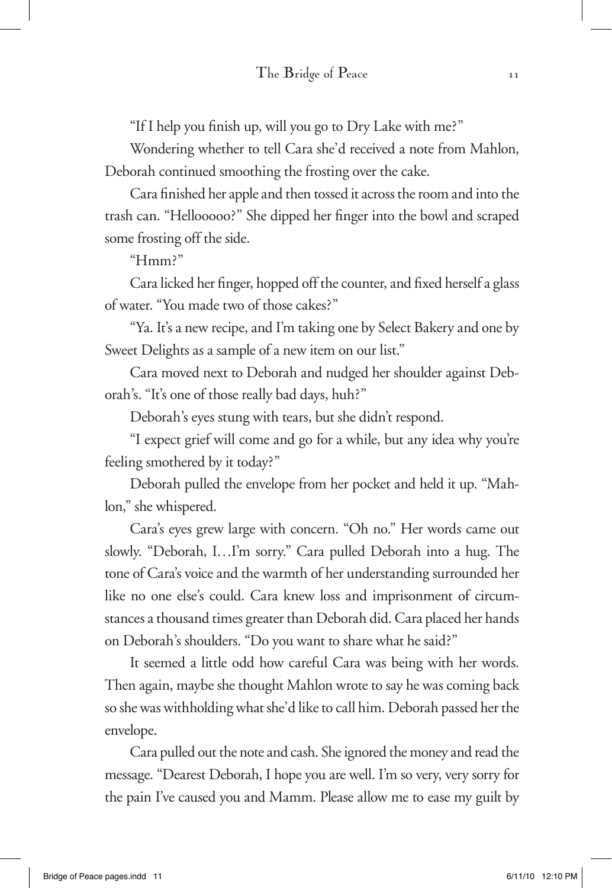"If I help you finish up, will you go to Dry Lake with me?"

Wondering whether to tell Cara she'd received a note from Mahlon, Deborah continued smoothing the frosting over the cake.

Cara finished her apple and then tossed it across the room and into the trash can. "Hellooooo?" She dipped her finger into the bowl and scraped some frosting off the side.

"Hmm?"

Cara licked her finger, hopped off the counter, and fixed herself a glass of water. "You made two of those cakes?"

"Ya. It's a new recipe, and I'm taking one by Select Bakery and one by Sweet Delights as a sample of a new item on our list."

Cara moved next to Deborah and nudged her shoulder against Deborah's. "It's one of those really bad days, huh?"

Deborah's eyes stung with tears, but she didn't respond.

"I expect grief will come and go for a while, but any idea why you're feeling smothered by it today?"

Deborah pulled the envelope from her pocket and held it up. "Mahlon," she whispered.

Cara's eyes grew large with concern. "Oh no." Her words came out slowly. "Deborah, I…I'm sorry." Cara pulled Deborah into a hug. The tone of Cara's voice and the warmth of her understanding surrounded her like no one else's could. Cara knew loss and imprisonment of circumstances a thousand times greater than Deborah did. Cara placed her hands on Deborah's shoulders. "Do you want to share what he said?"

It seemed a little odd how careful Cara was being with her words. Then again, maybe she thought Mahlon wrote to say he was coming back so she was withholding what she'd like to call him. Deborah passed her the envelope.

Cara pulled out the note and cash. She ignored the money and read the message. "Dearest Deborah, I hope you are well. I'm so very, very sorry for the pain I've caused you and Mamm. Please allow me to ease my guilt by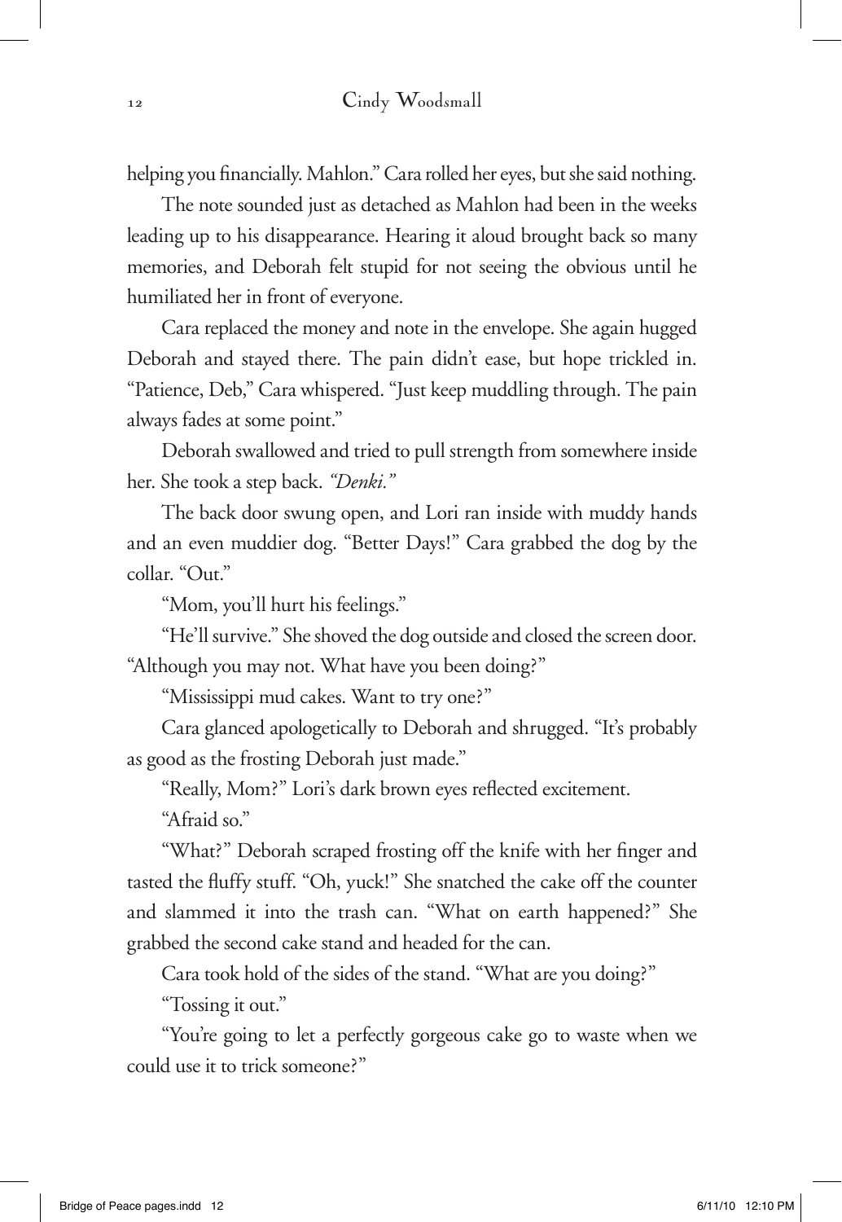helping you financially. Mahlon." Cara rolled her eyes, but she said nothing.

The note sounded just as detached as Mahlon had been in the weeks leading up to his disappearance. Hearing it aloud brought back so many memories, and Deborah felt stupid for not seeing the obvious until he humiliated her in front of everyone.

Cara replaced the money and note in the envelope. She again hugged Deborah and stayed there. The pain didn't ease, but hope trickled in. "Patience, Deb," Cara whispered. "Just keep muddling through. The pain always fades at some point."

Deborah swallowed and tried to pull strength from somewhere inside her. She took a step back. *"Denki."*

The back door swung open, and Lori ran inside with muddy hands and an even muddier dog. "Better Days!" Cara grabbed the dog by the collar. "Out."

"Mom, you'll hurt his feelings."

"He'll survive." She shoved the dog outside and closed the screen door. "Although you may not. What have you been doing?"

"Mississippi mud cakes. Want to try one?"

Cara glanced apologetically to Deborah and shrugged. "It's probably as good as the frosting Deborah just made."

"Really, Mom?" Lori's dark brown eyes reflected excitement.

"Afraid so."

"What?" Deborah scraped frosting off the knife with her finger and tasted the fluffy stuff. "Oh, yuck!" She snatched the cake off the counter and slammed it into the trash can. "What on earth happened?" She grabbed the second cake stand and headed for the can.

Cara took hold of the sides of the stand. "What are you doing?"

"Tossing it out."

"You're going to let a perfectly gorgeous cake go to waste when we could use it to trick someone?"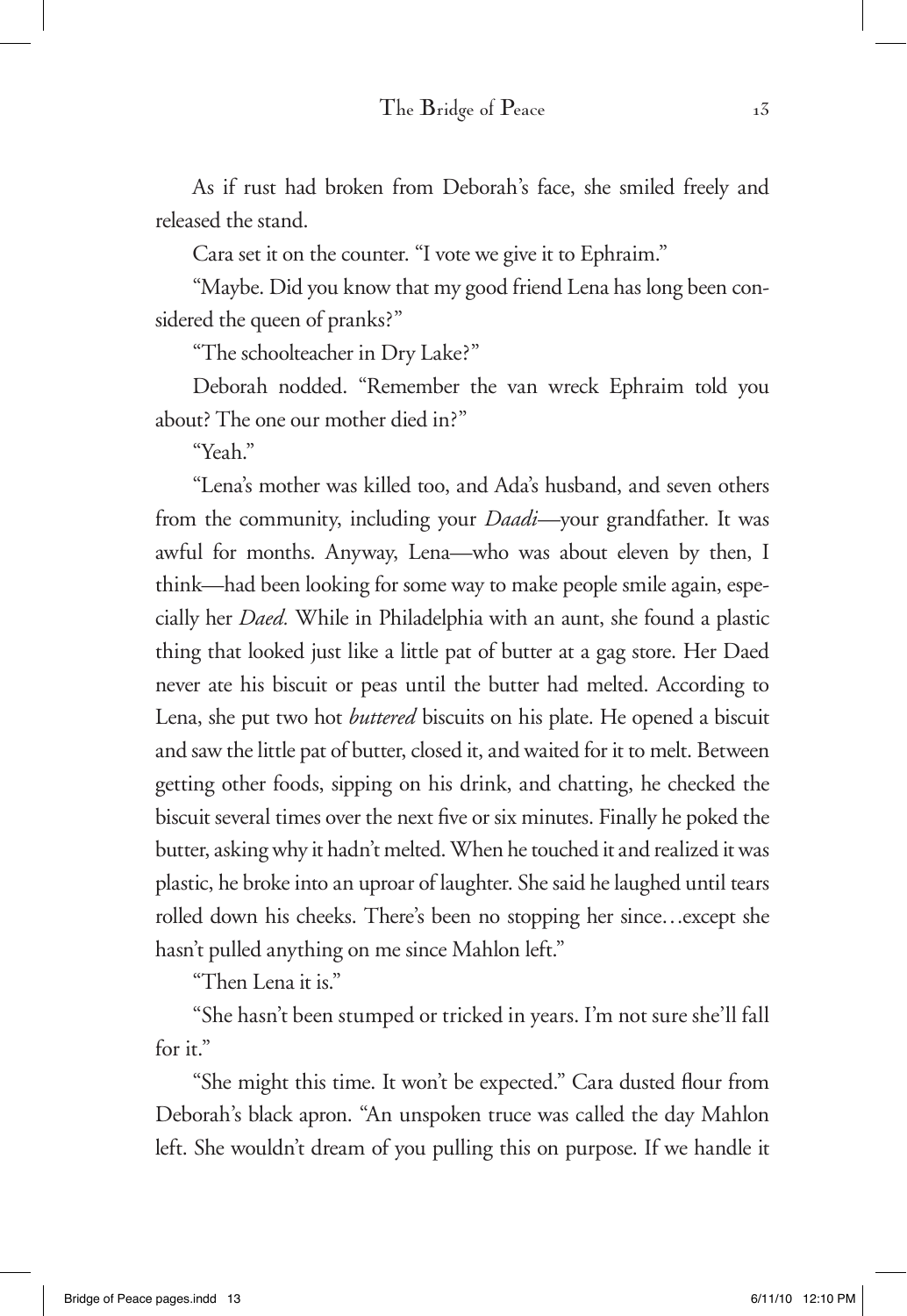As if rust had broken from Deborah's face, she smiled freely and released the stand.

Cara set it on the counter. "I vote we give it to Ephraim."

"Maybe. Did you know that my good friend Lena has long been considered the queen of pranks?"

"The schoolteacher in Dry Lake?"

Deborah nodded. "Remember the van wreck Ephraim told you about? The one our mother died in?"

"Yeah."

"Lena's mother was killed too, and Ada's husband, and seven others from the community, including your *Daadi*—your grandfather. It was awful for months. Anyway, Lena—who was about eleven by then, I think—had been looking for some way to make people smile again, especially her *Daed.* While in Philadelphia with an aunt, she found a plastic thing that looked just like a little pat of butter at a gag store. Her Daed never ate his biscuit or peas until the butter had melted. According to Lena, she put two hot *buttered* biscuits on his plate. He opened a biscuit and saw the little pat of butter, closed it, and waited for it to melt. Between getting other foods, sipping on his drink, and chatting, he checked the biscuit several times over the next five or six minutes. Finally he poked the butter, asking why it hadn't melted. When he touched it and realized it was plastic, he broke into an uproar of laughter. She said he laughed until tears rolled down his cheeks. There's been no stopping her since…except she hasn't pulled anything on me since Mahlon left."

"Then Lena it is."

"She hasn't been stumped or tricked in years. I'm not sure she'll fall for it."

"She might this time. It won't be expected." Cara dusted flour from Deborah's black apron. "An unspoken truce was called the day Mahlon left. She wouldn't dream of you pulling this on purpose. If we handle it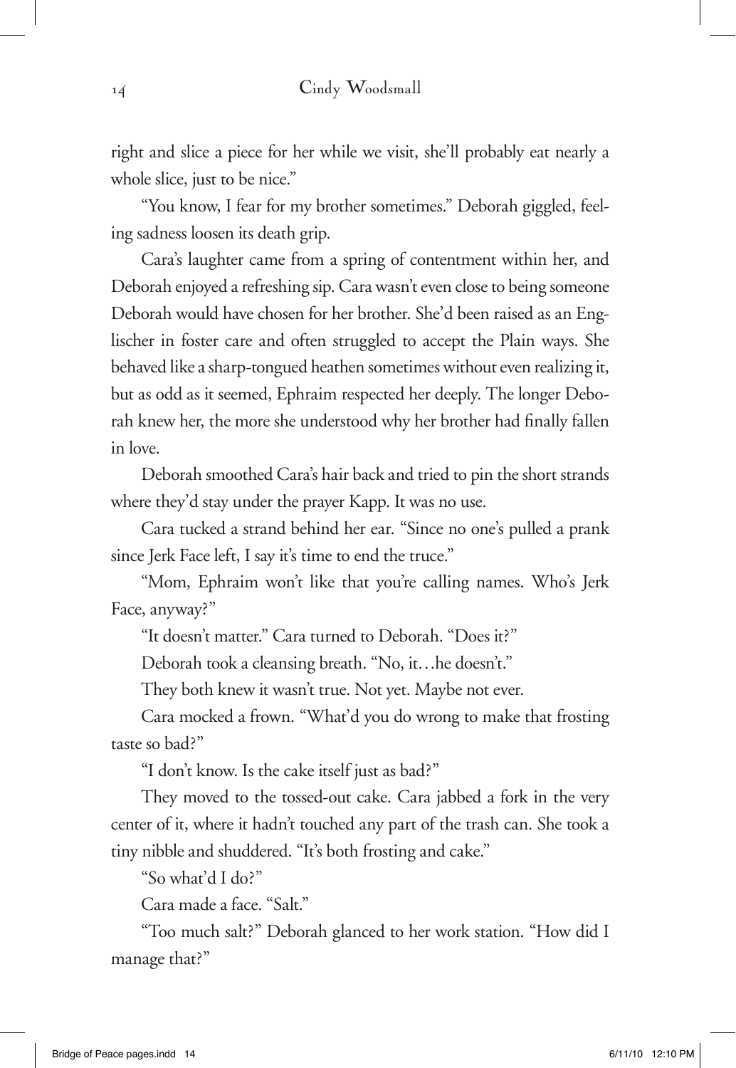right and slice a piece for her while we visit, she'll probably eat nearly a whole slice, just to be nice."

"You know, I fear for my brother sometimes." Deborah giggled, feeling sadness loosen its death grip.

Cara's laughter came from a spring of contentment within her, and Deborah enjoyed a refreshing sip. Cara wasn't even close to being someone Deborah would have chosen for her brother. She'd been raised as an Englischer in foster care and often struggled to accept the Plain ways. She behaved like a sharp-tongued heathen sometimes without even realizing it, but as odd as it seemed, Ephraim respected her deeply. The longer Deborah knew her, the more she understood why her brother had finally fallen in love.

Deborah smoothed Cara's hair back and tried to pin the short strands where they'd stay under the prayer Kapp. It was no use.

Cara tucked a strand behind her ear. "Since no one's pulled a prank since Jerk Face left, I say it's time to end the truce."

"Mom, Ephraim won't like that you're calling names. Who's Jerk Face, anyway?"

"It doesn't matter." Cara turned to Deborah. "Does it?"

Deborah took a cleansing breath. "No, it…he doesn't."

They both knew it wasn't true. Not yet. Maybe not ever.

Cara mocked a frown. "What'd you do wrong to make that frosting taste so bad?"

"I don't know. Is the cake itself just as bad?"

They moved to the tossed-out cake. Cara jabbed a fork in the very center of it, where it hadn't touched any part of the trash can. She took a tiny nibble and shuddered. "It's both frosting and cake."

"So what'd I do?"

Cara made a face. "Salt."

"Too much salt?" Deborah glanced to her work station. "How did I manage that?"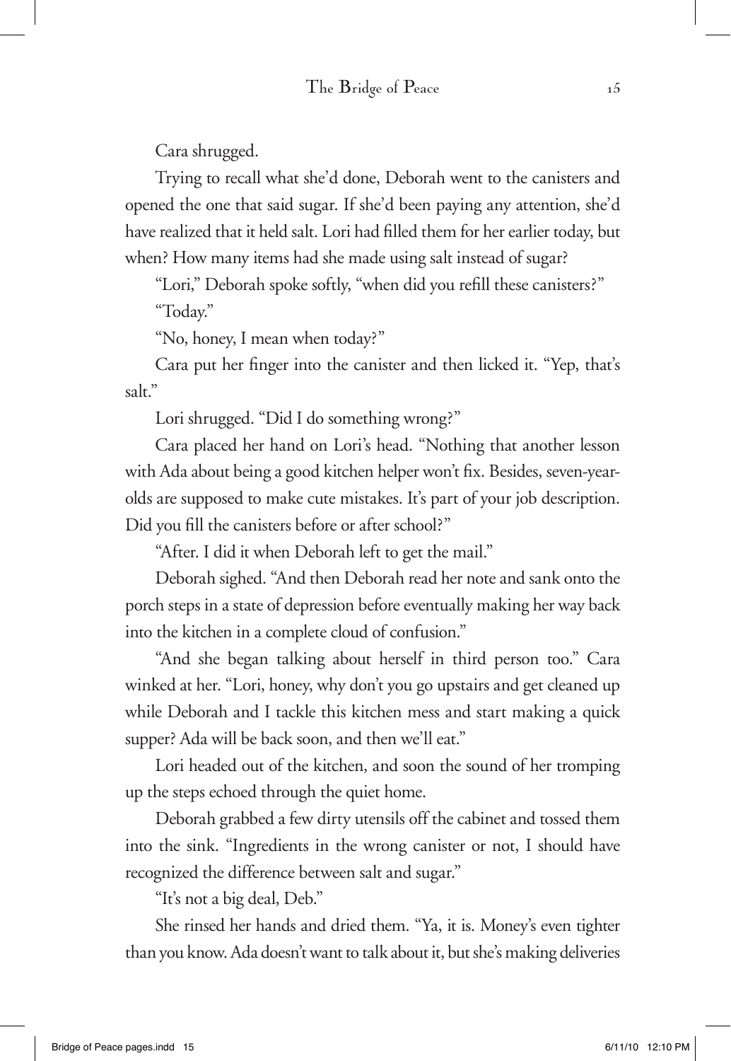Cara shrugged.

Trying to recall what she'd done, Deborah went to the canisters and opened the one that said sugar. If she'd been paying any attention, she'd have realized that it held salt. Lori had filled them for her earlier today, but when? How many items had she made using salt instead of sugar?

"Lori," Deborah spoke softly, "when did you refill these canisters?"

"Today."

"No, honey, I mean when today?"

Cara put her finger into the canister and then licked it. "Yep, that's salt."

Lori shrugged. "Did I do something wrong?"

Cara placed her hand on Lori's head. "Nothing that another lesson with Ada about being a good kitchen helper won't fix. Besides, seven-year-olds are supposed to make cute mistakes. It's part of your job description. Did you fill the canisters before or after school?"

"After. I did it when Deborah left to get the mail."

Deborah sighed. "And then Deborah read her note and sank onto the porch steps in a state of depression before eventually making her way back into the kitchen in a complete cloud of confusion."

"And she began talking about herself in third person too." Cara winked at her. "Lori, honey, why don't you go upstairs and get cleaned up while Deborah and I tackle this kitchen mess and start making a quick supper? Ada will be back soon, and then we'll eat."

Lori headed out of the kitchen, and soon the sound of her tromping up the steps echoed through the quiet home.

Deborah grabbed a few dirty utensils off the cabinet and tossed them into the sink. "Ingredients in the wrong canister or not, I should have recognized the difference between salt and sugar."

"It's not a big deal, Deb."

She rinsed her hands and dried them. "Ya, it is. Money's even tighter than you know. Ada doesn't want to talk about it, but she's making deliveries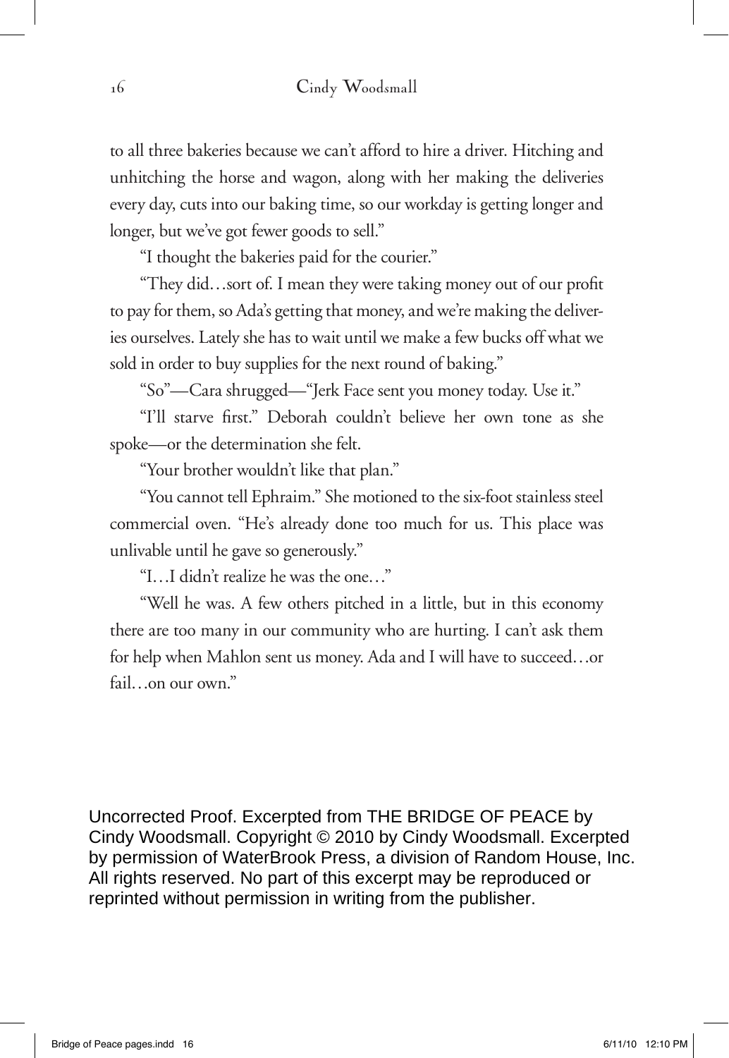to all three bakeries because we can't afford to hire a driver. Hitching and unhitching the horse and wagon, along with her making the deliveries every day, cuts into our baking time, so our workday is getting longer and longer, but we've got fewer goods to sell."

"I thought the bakeries paid for the courier."

"They did…sort of. I mean they were taking money out of our profit to pay for them, so Ada's getting that money, and we're making the deliveries ourselves. Lately she has to wait until we make a few bucks off what we sold in order to buy supplies for the next round of baking."

"So"—Cara shrugged—"Jerk Face sent you money today. Use it."

"I'll starve first." Deborah couldn't believe her own tone as she spoke—or the determination she felt.

"Your brother wouldn't like that plan."

"You cannot tell Ephraim." She motioned to the six-foot stainless steel commercial oven. "He's already done too much for us. This place was unlivable until he gave so generously."

"I…I didn't realize he was the one…"

"Well he was. A few others pitched in a little, but in this economy there are too many in our community who are hurting. I can't ask them for help when Mahlon sent us money. Ada and I will have to succeed…or fail…on our own."

Uncorrected Proof. Excerpted from THE BRIDGE OF PEACE by Cindy Woodsmall. Copyright © 2010 by Cindy Woodsmall. Excerpted by permission of WaterBrook Press, a division of Random House, Inc. All rights reserved. No part of this excerpt may be reproduced or reprinted without permission in writing from the publisher.